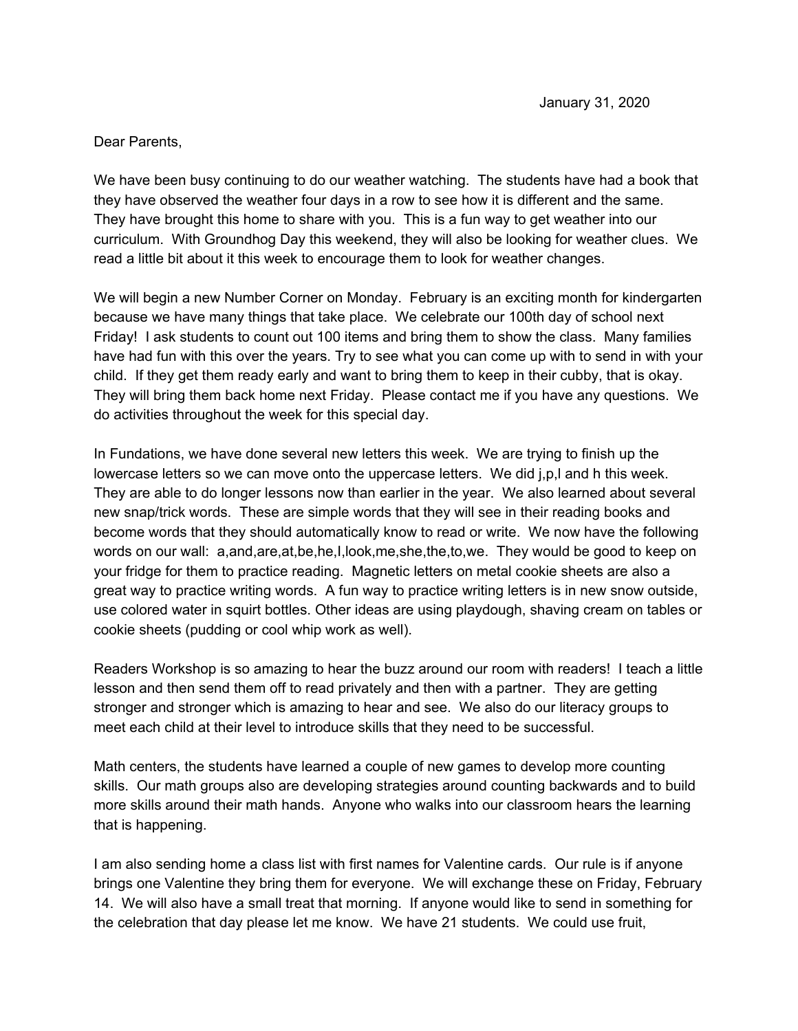January 31, 2020

Dear Parents,

We have been busy continuing to do our weather watching. The students have had a book that they have observed the weather four days in a row to see how it is different and the same. They have brought this home to share with you. This is a fun way to get weather into our curriculum. With Groundhog Day this weekend, they will also be looking for weather clues. We read a little bit about it this week to encourage them to look for weather changes.

We will begin a new Number Corner on Monday. February is an exciting month for kindergarten because we have many things that take place. We celebrate our 100th day of school next Friday! I ask students to count out 100 items and bring them to show the class. Many families have had fun with this over the years. Try to see what you can come up with to send in with your child. If they get them ready early and want to bring them to keep in their cubby, that is okay. They will bring them back home next Friday. Please contact me if you have any questions. We do activities throughout the week for this special day.

In Fundations, we have done several new letters this week. We are trying to finish up the lowercase letters so we can move onto the uppercase letters. We did j,p,l and h this week. They are able to do longer lessons now than earlier in the year. We also learned about several new snap/trick words. These are simple words that they will see in their reading books and become words that they should automatically know to read or write. We now have the following words on our wall: a,and,are,at,be,he,I,look,me,she,the,to,we. They would be good to keep on your fridge for them to practice reading. Magnetic letters on metal cookie sheets are also a great way to practice writing words. A fun way to practice writing letters is in new snow outside, use colored water in squirt bottles. Other ideas are using playdough, shaving cream on tables or cookie sheets (pudding or cool whip work as well).

Readers Workshop is so amazing to hear the buzz around our room with readers! I teach a little lesson and then send them off to read privately and then with a partner. They are getting stronger and stronger which is amazing to hear and see. We also do our literacy groups to meet each child at their level to introduce skills that they need to be successful.

Math centers, the students have learned a couple of new games to develop more counting skills. Our math groups also are developing strategies around counting backwards and to build more skills around their math hands. Anyone who walks into our classroom hears the learning that is happening.

I am also sending home a class list with first names for Valentine cards. Our rule is if anyone brings one Valentine they bring them for everyone. We will exchange these on Friday, February 14. We will also have a small treat that morning. If anyone would like to send in something for the celebration that day please let me know. We have 21 students. We could use fruit,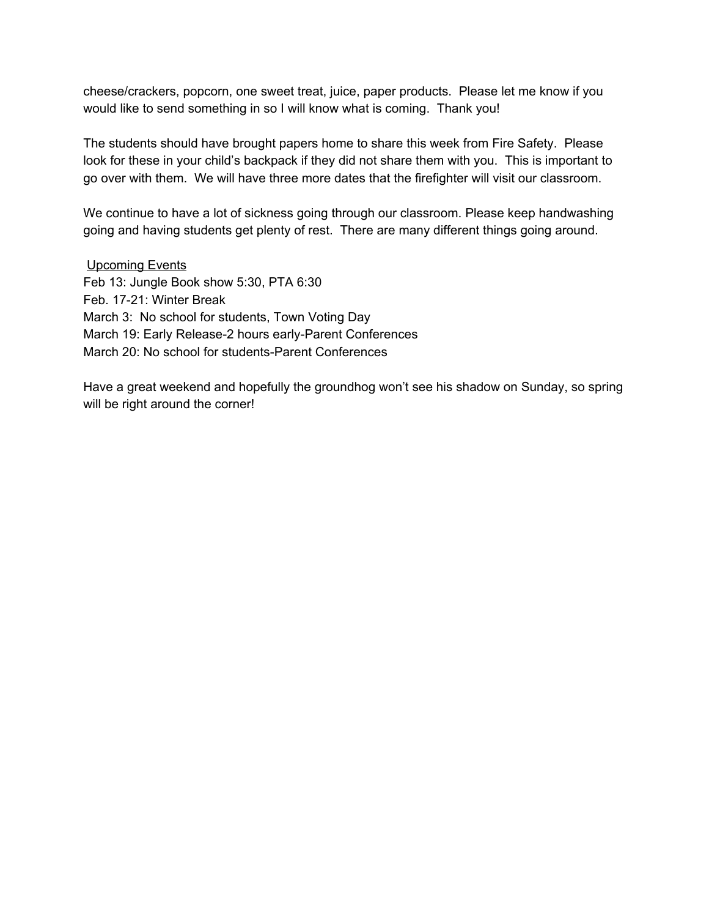cheese/crackers, popcorn, one sweet treat, juice, paper products. Please let me know if you would like to send something in so I will know what is coming. Thank you!

The students should have brought papers home to share this week from Fire Safety. Please look for these in your child's backpack if they did not share them with you. This is important to go over with them. We will have three more dates that the firefighter will visit our classroom.

We continue to have a lot of sickness going through our classroom. Please keep handwashing going and having students get plenty of rest. There are many different things going around.

<u>Upcoming Events</u>

Feb 13: Jungle Book show 5:30, PTA 6:30
Feb. 17-21: Winter Break
March 3: No school for students, Town Voting Day
March 19: Early Release-2 hours early-Parent Conferences
March 20: No school for students-Parent Conferences

Have a great weekend and hopefully the groundhog won't see his shadow on Sunday, so spring will be right around the corner!